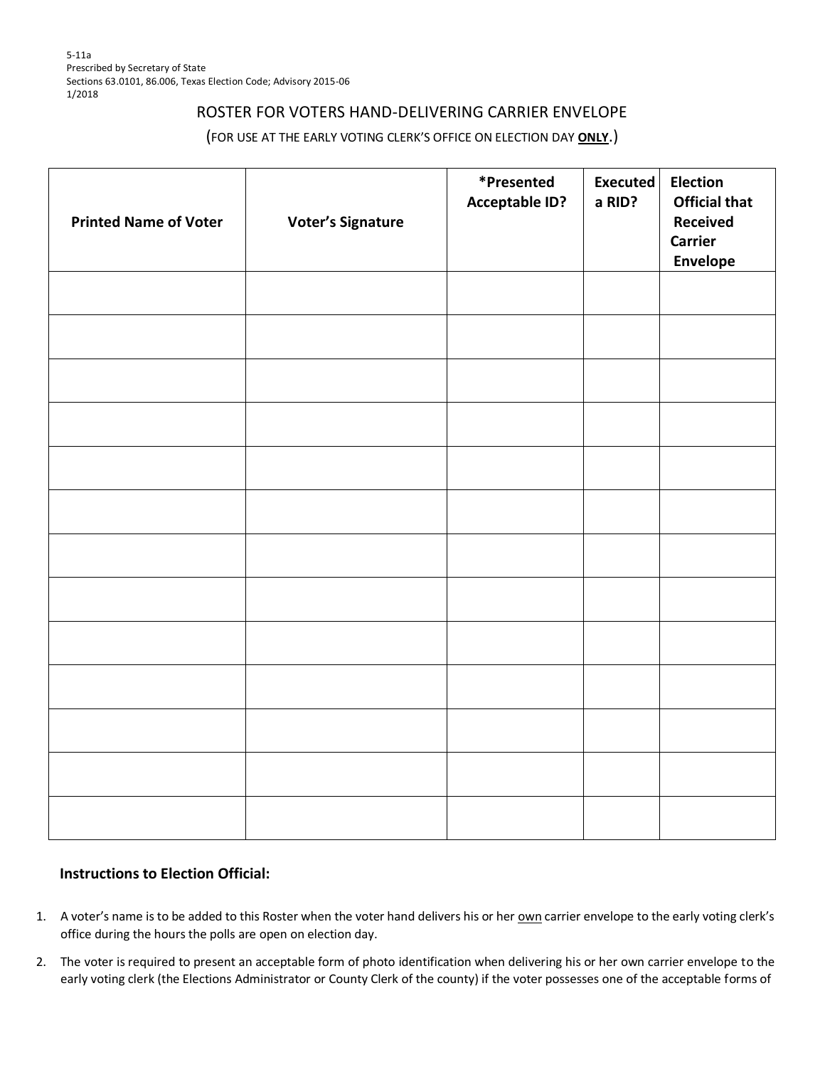5-11a
Prescribed by Secretary of State
Sections 63.0101, 86.006, Texas Election Code; Advisory 2015-06
1/2018

# ROSTER FOR VOTERS HAND-DELIVERING CARRIER ENVELOPE

(FOR USE AT THE EARLY VOTING CLERK'S OFFICE ON ELECTION DAY **ONLY**.)

| Printed Name of Voter | Voter's Signature | *Presented Acceptable ID? | Executed a RID? | Election Official that Received Carrier Envelope |
|---|---|---|---|---|
| | | | | |
| | | | | |
| | | | | |
| | | | | |
| | | | | |
| | | | | |
| | | | | |
| | | | | |
| | | | | |
| | | | | |
| | | | | |
| | | | | |
| | | | | |

### Instructions to Election Official:

1. A voter's name is to be added to this Roster when the voter hand delivers his or her own carrier envelope to the early voting clerk's office during the hours the polls are open on election day.
2. The voter is required to present an acceptable form of photo identification when delivering his or her own carrier envelope to the early voting clerk (the Elections Administrator or County Clerk of the county) if the voter possesses one of the acceptable forms of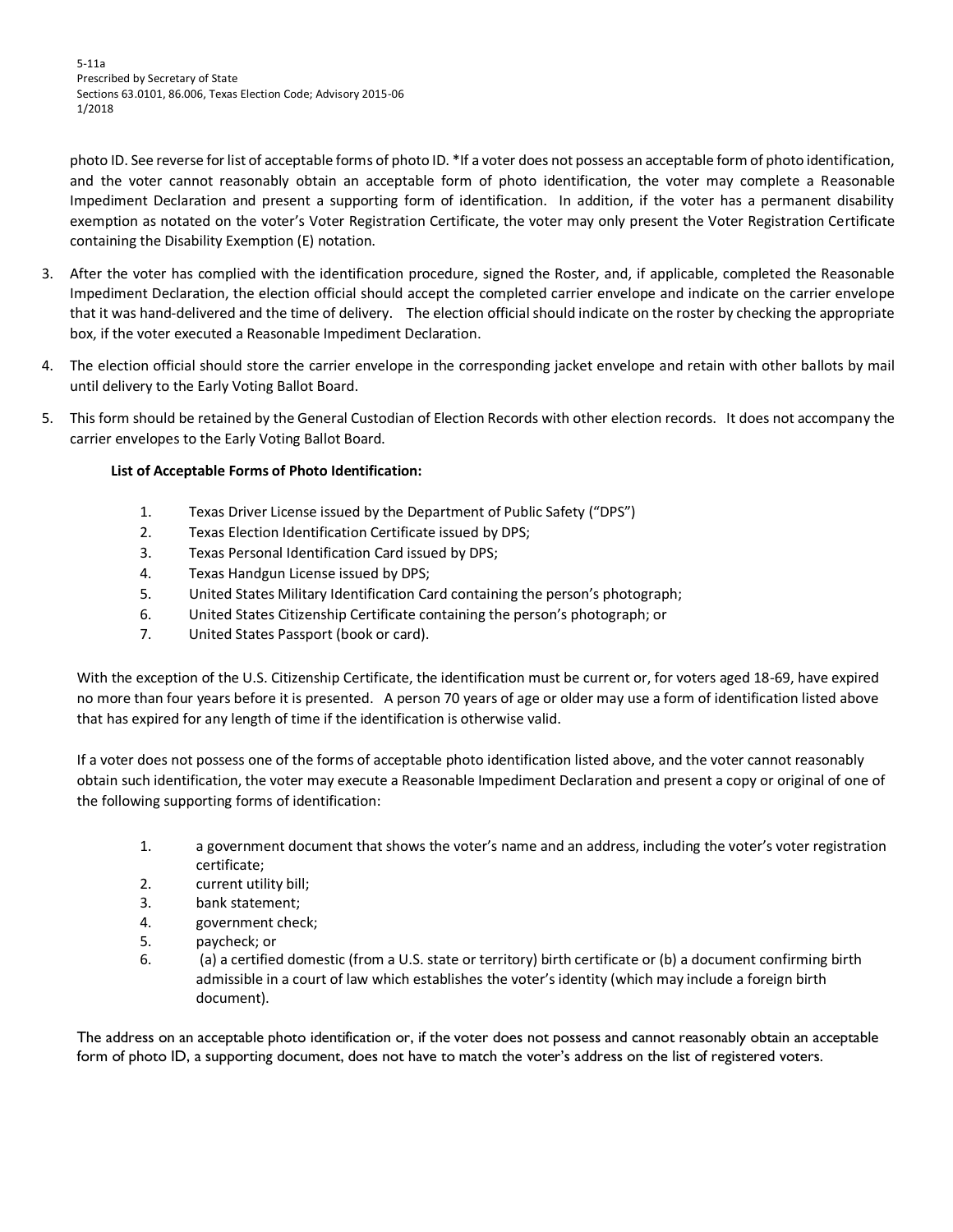5-11a
Prescribed by Secretary of State
Sections 63.0101, 86.006, Texas Election Code; Advisory 2015-06
1/2018

photo ID. See reverse for list of acceptable forms of photo ID. *If a voter does not possess an acceptable form of photo identification, and the voter cannot reasonably obtain an acceptable form of photo identification, the voter may complete a Reasonable Impediment Declaration and present a supporting form of identification. In addition, if the voter has a permanent disability exemption as notated on the voter's Voter Registration Certificate, the voter may only present the Voter Registration Certificate containing the Disability Exemption (E) notation.

3. After the voter has complied with the identification procedure, signed the Roster, and, if applicable, completed the Reasonable Impediment Declaration, the election official should accept the completed carrier envelope and indicate on the carrier envelope that it was hand-delivered and the time of delivery. The election official should indicate on the roster by checking the appropriate box, if the voter executed a Reasonable Impediment Declaration.

4. The election official should store the carrier envelope in the corresponding jacket envelope and retain with other ballots by mail until delivery to the Early Voting Ballot Board.

5. This form should be retained by the General Custodian of Election Records with other election records. It does not accompany the carrier envelopes to the Early Voting Ballot Board.

**List of Acceptable Forms of Photo Identification:**

1. Texas Driver License issued by the Department of Public Safety ("DPS")
2. Texas Election Identification Certificate issued by DPS;
3. Texas Personal Identification Card issued by DPS;
4. Texas Handgun License issued by DPS;
5. United States Military Identification Card containing the person's photograph;
6. United States Citizenship Certificate containing the person's photograph; or
7. United States Passport (book or card).

With the exception of the U.S. Citizenship Certificate, the identification must be current or, for voters aged 18-69, have expired no more than four years before it is presented. A person 70 years of age or older may use a form of identification listed above that has expired for any length of time if the identification is otherwise valid.

If a voter does not possess one of the forms of acceptable photo identification listed above, and the voter cannot reasonably obtain such identification, the voter may execute a Reasonable Impediment Declaration and present a copy or original of one of the following supporting forms of identification:

1. a government document that shows the voter's name and an address, including the voter's voter registration certificate;
2. current utility bill;
3. bank statement;
4. government check;
5. paycheck; or
6. (a) a certified domestic (from a U.S. state or territory) birth certificate or (b) a document confirming birth admissible in a court of law which establishes the voter's identity (which may include a foreign birth document).

The address on an acceptable photo identification or, if the voter does not possess and cannot reasonably obtain an acceptable form of photo ID, a supporting document, does not have to match the voter's address on the list of registered voters.